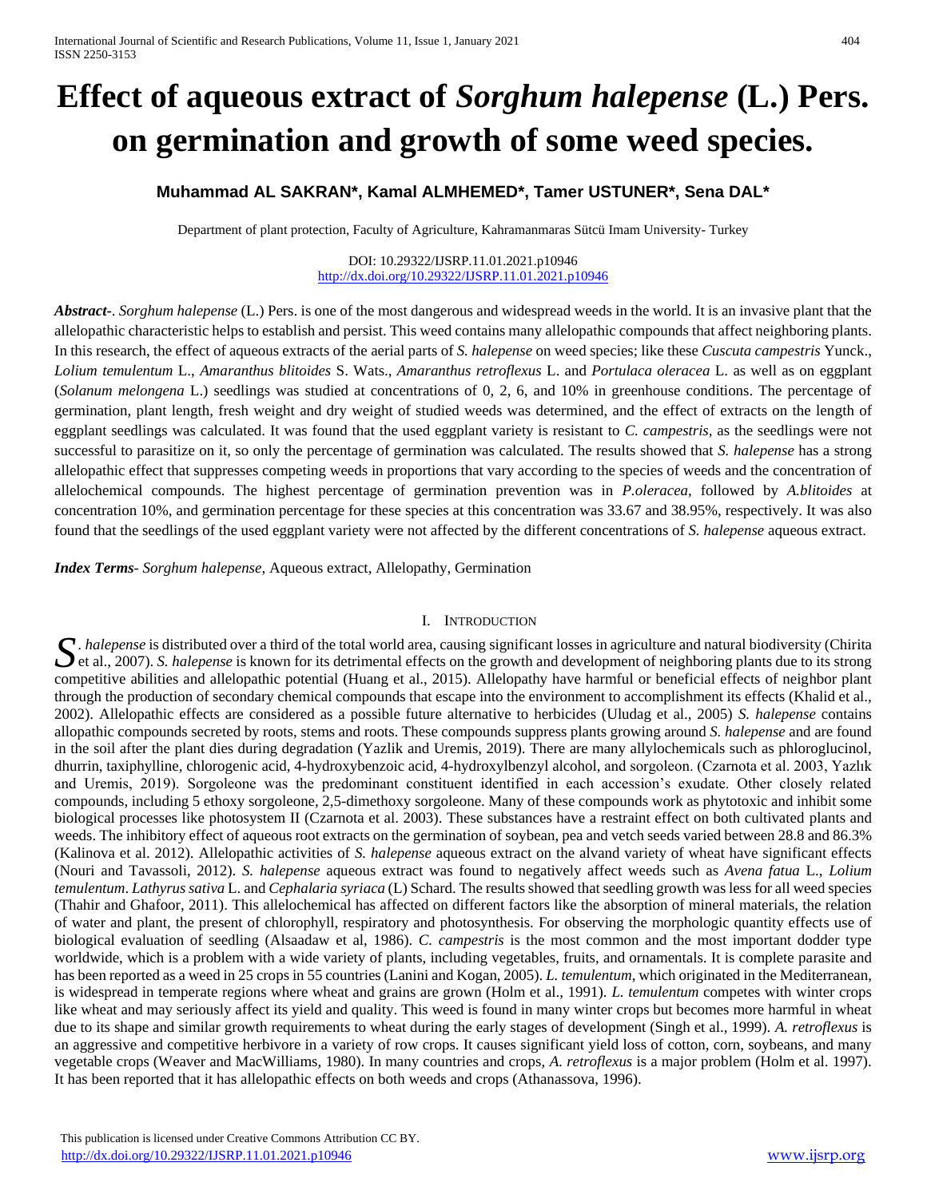# Effect of aqueous extract of *Sorghum halepense* (L.) Pers. on germination and growth of some weed species.

**Muhammad AL SAKRAN\*, Kamal ALMHEMED\*, Tamer USTUNER\*, Sena DAL\***

Department of plant protection, Faculty of Agriculture, Kahramanmaras Sütcü Imam University- Turkey

DOI: 10.29322/IJSRP.11.01.2021.p10946
http://dx.doi.org/10.29322/IJSRP.11.01.2021.p10946

***Abstract-***. *Sorghum halepense* (L.) Pers. is one of the most dangerous and widespread weeds in the world. It is an invasive plant that the allelopathic characteristic helps to establish and persist. This weed contains many allelopathic compounds that affect neighboring plants. In this research, the effect of aqueous extracts of the aerial parts of *S. halepense* on weed species; like these *Cuscuta campestris* Yunck., *Lolium temulentum* L., *Amaranthus blitoides* S. Wats., *Amaranthus retroflexus* L. and *Portulaca oleracea* L. as well as on eggplant (*Solanum melongena* L.) seedlings was studied at concentrations of 0, 2, 6, and 10% in greenhouse conditions. The percentage of germination, plant length, fresh weight and dry weight of studied weeds was determined, and the effect of extracts on the length of eggplant seedlings was calculated. It was found that the used eggplant variety is resistant to *C. campestris*, as the seedlings were not successful to parasitize on it, so only the percentage of germination was calculated. The results showed that *S. halepense* has a strong allelopathic effect that suppresses competing weeds in proportions that vary according to the species of weeds and the concentration of allelochemical compounds. The highest percentage of germination prevention was in *P.oleracea*, followed by *A.blitoides* at concentration 10%, and germination percentage for these species at this concentration was 33.67 and 38.95%, respectively. It was also found that the seedlings of the used eggplant variety were not affected by the different concentrations of *S. halepense* aqueous extract.

***Index Terms***- *Sorghum halepense*, Aqueous extract, Allelopathy, Germination

## I. Introduction

*S. halepense* is distributed over a third of the total world area, causing significant losses in agriculture and natural biodiversity (Chirita et al., 2007). *S. halepense* is known for its detrimental effects on the growth and development of neighboring plants due to its strong competitive abilities and allelopathic potential (Huang et al., 2015). Allelopathy have harmful or beneficial effects of neighbor plant through the production of secondary chemical compounds that escape into the environment to accomplishment its effects (Khalid et al., 2002). Allelopathic effects are considered as a possible future alternative to herbicides (Uludag et al., 2005) *S. halepense* contains allopathic compounds secreted by roots, stems and roots. These compounds suppress plants growing around *S. halepense* and are found in the soil after the plant dies during degradation (Yazlik and Uremis, 2019). There are many allylochemicals such as phloroglucinol, dhurrin, taxiphylline, chlorogenic acid, 4-hydroxybenzoic acid, 4-hydroxylbenzyl alcohol, and sorgoleon. (Czarnota et al. 2003, Yazlık and Uremis, 2019). Sorgoleone was the predominant constituent identified in each accession's exudate. Other closely related compounds, including 5 ethoxy sorgoleone, 2,5-dimethoxy sorgoleone. Many of these compounds work as phytotoxic and inhibit some biological processes like photosystem II (Czarnota et al. 2003). These substances have a restraint effect on both cultivated plants and weeds. The inhibitory effect of aqueous root extracts on the germination of soybean, pea and vetch seeds varied between 28.8 and 86.3% (Kalinova et al. 2012). Allelopathic activities of *S. halepense* aqueous extract on the alvand variety of wheat have significant effects (Nouri and Tavassoli, 2012). *S. halepense* aqueous extract was found to negatively affect weeds such as *Avena fatua* L., *Lolium temulentum*. *Lathyrus sativa* L. and *Cephalaria syriaca* (L) Schard. The results showed that seedling growth was less for all weed species (Thahir and Ghafoor, 2011). This allelochemical has affected on different factors like the absorption of mineral materials, the relation of water and plant, the present of chlorophyll, respiratory and photosynthesis. For observing the morphologic quantity effects use of biological evaluation of seedling (Alsaadaw et al, 1986). *C. campestris* is the most common and the most important dodder type worldwide, which is a problem with a wide variety of plants, including vegetables, fruits, and ornamentals. It is complete parasite and has been reported as a weed in 25 crops in 55 countries (Lanini and Kogan, 2005). *L. temulentum*, which originated in the Mediterranean, is widespread in temperate regions where wheat and grains are grown (Holm et al., 1991). *L. temulentum* competes with winter crops like wheat and may seriously affect its yield and quality. This weed is found in many winter crops but becomes more harmful in wheat due to its shape and similar growth requirements to wheat during the early stages of development (Singh et al., 1999). *A. retroflexus* is an aggressive and competitive herbivore in a variety of row crops. It causes significant yield loss of cotton, corn, soybeans, and many vegetable crops (Weaver and MacWilliams, 1980). In many countries and crops, *A. retroflexus* is a major problem (Holm et al. 1997). It has been reported that it has allelopathic effects on both weeds and crops (Athanassova, 1996).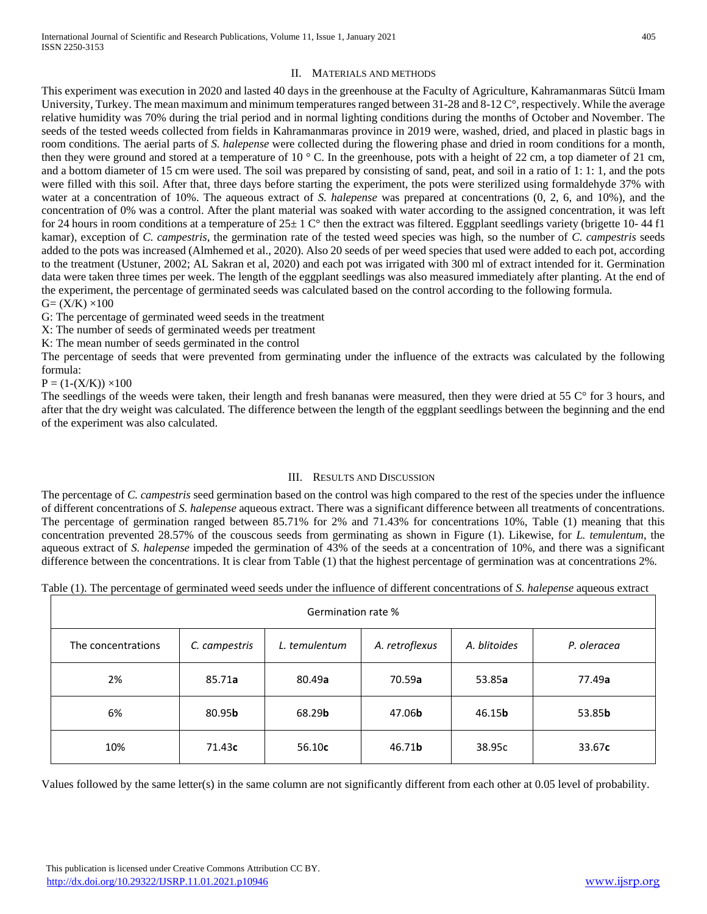## II. Materials and Methods

This experiment was execution in 2020 and lasted 40 days in the greenhouse at the Faculty of Agriculture, Kahramanmaras Sütcü Imam University, Turkey. The mean maximum and minimum temperatures ranged between 31-28 and 8-12 C°, respectively. While the average relative humidity was 70% during the trial period and in normal lighting conditions during the months of October and November. The seeds of the tested weeds collected from fields in Kahramanmaras province in 2019 were, washed, dried, and placed in plastic bags in room conditions. The aerial parts of *S. halepense* were collected during the flowering phase and dried in room conditions for a month, then they were ground and stored at a temperature of 10 ° C. In the greenhouse, pots with a height of 22 cm, a top diameter of 21 cm, and a bottom diameter of 15 cm were used. The soil was prepared by consisting of sand, peat, and soil in a ratio of 1: 1: 1, and the pots were filled with this soil. After that, three days before starting the experiment, the pots were sterilized using formaldehyde 37% with water at a concentration of 10%. The aqueous extract of *S. halepense* was prepared at concentrations (0, 2, 6, and 10%), and the concentration of 0% was a control. After the plant material was soaked with water according to the assigned concentration, it was left for 24 hours in room conditions at a temperature of 25± 1 C° then the extract was filtered. Eggplant seedlings variety (brigette 10- 44 f1 kamar), exception of *C. campestris*, the germination rate of the tested weed species was high, so the number of *C. campestris* seeds added to the pots was increased (Almhemed et al., 2020). Also 20 seeds of per weed species that used were added to each pot, according to the treatment (Ustuner, 2002; AL Sakran et al, 2020) and each pot was irrigated with 300 ml of extract intended for it. Germination data were taken three times per week. The length of the eggplant seedlings was also measured immediately after planting. At the end of the experiment, the percentage of germinated seeds was calculated based on the control according to the following formula.

$G= (X/K) \times 100$

G: The percentage of germinated weed seeds in the treatment

X: The number of seeds of germinated weeds per treatment

K: The mean number of seeds germinated in the control

The percentage of seeds that were prevented from germinating under the influence of the extracts was calculated by the following formula:

$P = (1-(X/K)) \times 100$

The seedlings of the weeds were taken, their length and fresh bananas were measured, then they were dried at 55 C° for 3 hours, and after that the dry weight was calculated. The difference between the length of the eggplant seedlings between the beginning and the end of the experiment was also calculated.

## III. Results and Discussion

The percentage of *C. campestris* seed germination based on the control was high compared to the rest of the species under the influence of different concentrations of *S. halepense* aqueous extract. There was a significant difference between all treatments of concentrations. The percentage of germination ranged between 85.71% for 2% and 71.43% for concentrations 10%, Table (1) meaning that this concentration prevented 28.57% of the couscous seeds from germinating as shown in Figure (1). Likewise, for *L. temulentum*, the aqueous extract of *S. halepense* impeded the germination of 43% of the seeds at a concentration of 10%, and there was a significant difference between the concentrations. It is clear from Table (1) that the highest percentage of germination was at concentrations 2%.

Table (1). The percentage of germinated weed seeds under the influence of different concentrations of *S. halepense* aqueous extract

| Germination rate % | | | | | |
|---|---|---|---|---|---|
| The concentrations | *C. campestris* | *L. temulentum* | *A. retroflexus* | *A. blitoides* | *P. oleracea* |
| 2% | 85.71**a** | 80.49**a** | 70.59**a** | 53.85**a** | 77.49**a** |
| 6% | 80.95**b** | 68.29**b** | 47.06**b** | 46.15**b** | 53.85**b** |
| 10% | 71.43**c** | 56.10**c** | 46.71**b** | 38.95c | 33.67**c** |

Values followed by the same letter(s) in the same column are not significantly different from each other at 0.05 level of probability.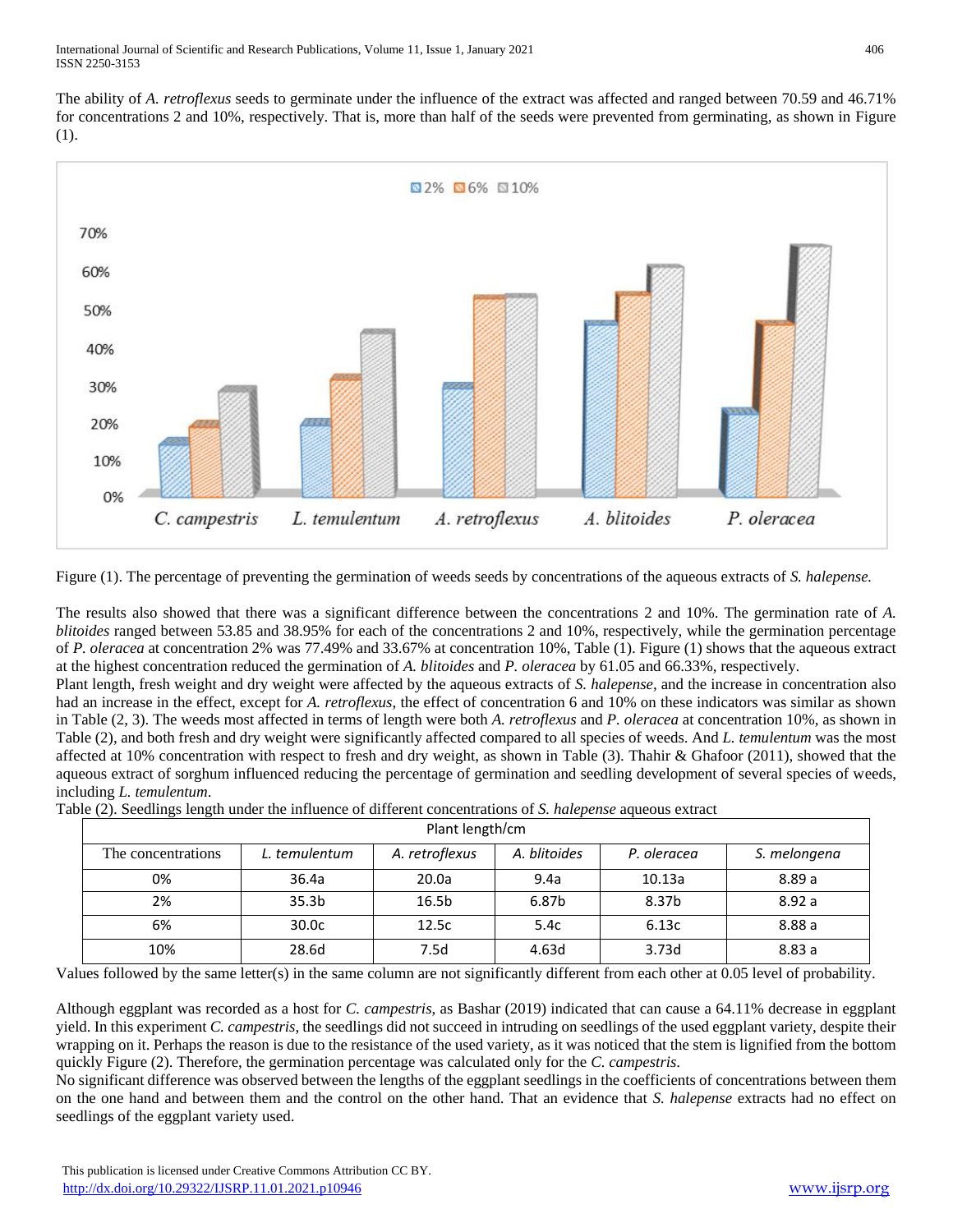The ability of *A. retroflexus* seeds to germinate under the influence of the extract was affected and ranged between 70.59 and 46.71% for concentrations 2 and 10%, respectively. That is, more than half of the seeds were prevented from germinating, as shown in Figure (1).

Figure (1). The percentage of preventing the germination of weeds seeds by concentrations of the aqueous extracts of *S. halepense.*

The results also showed that there was a significant difference between the concentrations 2 and 10%. The germination rate of *A. blitoides* ranged between 53.85 and 38.95% for each of the concentrations 2 and 10%, respectively, while the germination percentage of *P. oleracea* at concentration 2% was 77.49% and 33.67% at concentration 10%, Table (1). Figure (1) shows that the aqueous extract at the highest concentration reduced the germination of *A. blitoides* and *P. oleracea* by 61.05 and 66.33%, respectively.
Plant length, fresh weight and dry weight were affected by the aqueous extracts of *S. halepense*, and the increase in concentration also had an increase in the effect, except for *A. retroflexus*, the effect of concentration 6 and 10% on these indicators was similar as shown in Table (2, 3). The weeds most affected in terms of length were both *A. retroflexus* and *P. oleracea* at concentration 10%, as shown in Table (2), and both fresh and dry weight were significantly affected compared to all species of weeds. And *L. temulentum* was the most affected at 10% concentration with respect to fresh and dry weight, as shown in Table (3). Thahir & Ghafoor (2011), showed that the aqueous extract of sorghum influenced reducing the percentage of germination and seedling development of several species of weeds, including *L. temulentum*.

Table (2). Seedlings length under the influence of different concentrations of *S. halepense* aqueous extract

| Plant length/cm | | | | | |
|---|---|---|---|---|---|
| The concentrations | *L. temulentum* | *A. retroflexus* | *A. blitoides* | *P. oleracea* | *S. melongena* |
| 0% | 36.4a | 20.0a | 9.4a | 10.13a | 8.89 a |
| 2% | 35.3b | 16.5b | 6.87b | 8.37b | 8.92 a |
| 6% | 30.0c | 12.5c | 5.4c | 6.13c | 8.88 a |
| 10% | 28.6d | 7.5d | 4.63d | 3.73d | 8.83 a |

Values followed by the same letter(s) in the same column are not significantly different from each other at 0.05 level of probability.

Although eggplant was recorded as a host for *C. campestris*, as Bashar (2019) indicated that can cause a 64.11% decrease in eggplant yield. In this experiment *C. campestris*, the seedlings did not succeed in intruding on seedlings of the used eggplant variety, despite their wrapping on it. Perhaps the reason is due to the resistance of the used variety, as it was noticed that the stem is lignified from the bottom quickly Figure (2). Therefore, the germination percentage was calculated only for the *C. campestris*.
No significant difference was observed between the lengths of the eggplant seedlings in the coefficients of concentrations between them on the one hand and between them and the control on the other hand. That an evidence that *S. halepense* extracts had no effect on seedlings of the eggplant variety used.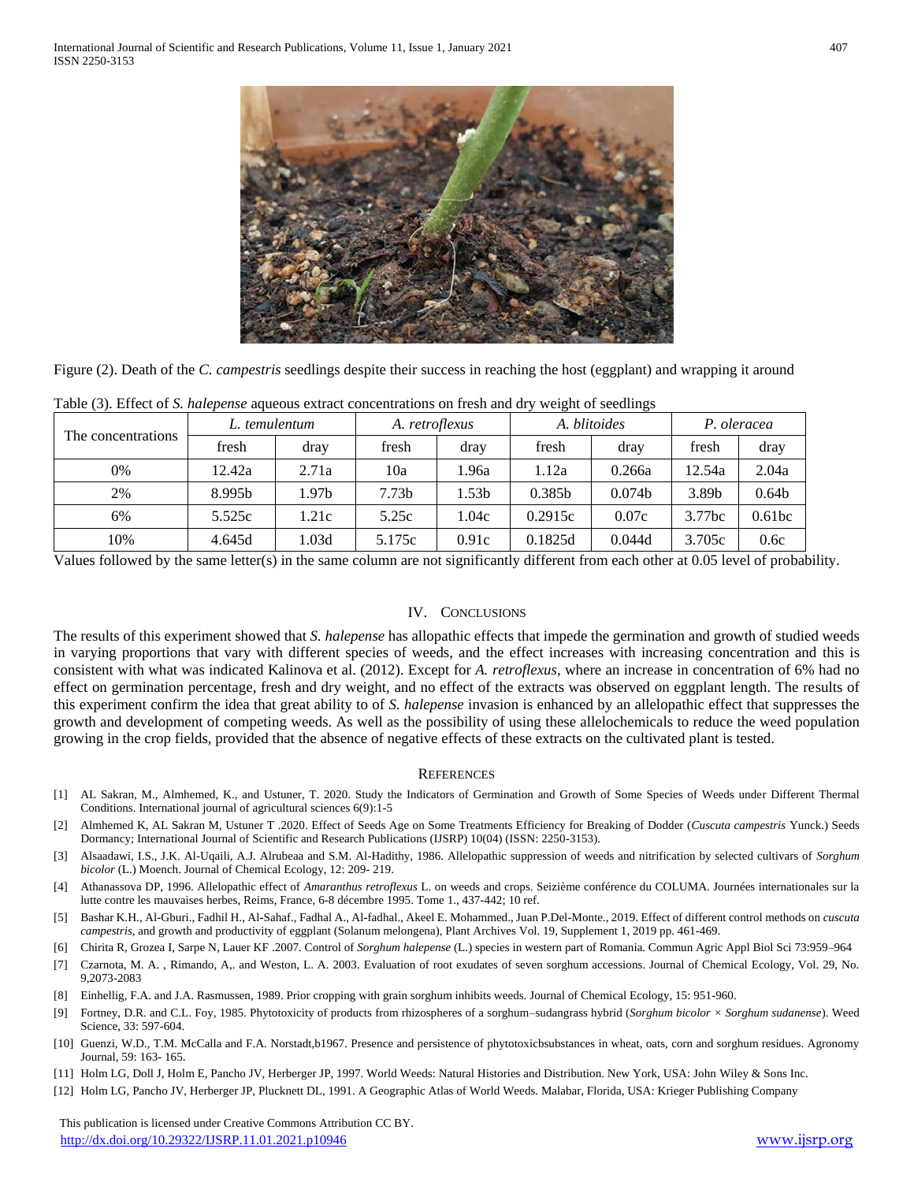Figure (2). Death of the *C. campestris* seedlings despite their success in reaching the host (eggplant) and wrapping it around

Table (3). Effect of *S. halepense* aqueous extract concentrations on fresh and dry weight of seedlings

| The concentrations | *L. temulentum* | | *A. retroflexus* | | *A. blitoides* | | *P. oleracea* | |
|---|---|---|---|---|---|---|---|---|
| | fresh | dray | fresh | dray | fresh | dray | fresh | dray |
| 0% | 12.42a | 2.71a | 10a | 1.96a | 1.12a | 0.266a | 12.54a | 2.04a |
| 2% | 8.995b | 1.97b | 7.73b | 1.53b | 0.385b | 0.074b | 3.89b | 0.64b |
| 6% | 5.525c | 1.21c | 5.25c | 1.04c | 0.2915c | 0.07c | 3.77bc | 0.61bc |
| 10% | 4.645d | 1.03d | 5.175c | 0.91c | 0.1825d | 0.044d | 3.705c | 0.6c |

Values followed by the same letter(s) in the same column are not significantly different from each other at 0.05 level of probability.

## IV. Conclusions

The results of this experiment showed that *S. halepense* has allopathic effects that impede the germination and growth of studied weeds in varying proportions that vary with different species of weeds, and the effect increases with increasing concentration and this is consistent with what was indicated Kalinova et al. (2012). Except for *A. retroflexus*, where an increase in concentration of 6% had no effect on germination percentage, fresh and dry weight, and no effect of the extracts was observed on eggplant length. The results of this experiment confirm the idea that great ability to of *S. halepense* invasion is enhanced by an allelopathic effect that suppresses the growth and development of competing weeds. As well as the possibility of using these allelochemicals to reduce the weed population growing in the crop fields, provided that the absence of negative effects of these extracts on the cultivated plant is tested.

## References

[1] AL Sakran, M., Almhemed, K., and Ustuner, T. 2020. Study the Indicators of Germination and Growth of Some Species of Weeds under Different Thermal Conditions. International journal of agricultural sciences 6(9):1-5

[2] Almhemed K, AL Sakran M, Ustuner T .2020. Effect of Seeds Age on Some Treatments Efficiency for Breaking of Dodder (*Cuscuta campestris* Yunck.) Seeds Dormancy; International Journal of Scientific and Research Publications (IJSRP) 10(04) (ISSN: 2250-3153).

[3] Alsaadawi, I.S., J.K. Al-Uqaili, A.J. Alrubeaa and S.M. Al-Hadithy, 1986. Allelopathic suppression of weeds and nitrification by selected cultivars of *Sorghum bicolor* (L.) Moench. Journal of Chemical Ecology, 12: 209- 219.

[4] Athanassova DP, 1996. Allelopathic effect of *Amaranthus retroflexus* L. on weeds and crops. Seizième conférence du COLUMA. Journées internationales sur la lutte contre les mauvaises herbes, Reims, France, 6-8 décembre 1995. Tome 1., 437-442; 10 ref.

[5] Bashar K.H., Al-Gburi., Fadhil H., Al-Sahaf., Fadhal A., Al-fadhal., Akeel E. Mohammed., Juan P.Del-Monte., 2019. Effect of different control methods on *cuscuta campestris*, and growth and productivity of eggplant (Solanum melongena), Plant Archives Vol. 19, Supplement 1, 2019 pp. 461-469.

[6] Chirita R, Grozea I, Sarpe N, Lauer KF .2007. Control of *Sorghum halepense* (L.) species in western part of Romania. Commun Agric Appl Biol Sci 73:959–964

[7] Czarnota, M. A. , Rimando, A,. and Weston, L. A. 2003. Evaluation of root exudates of seven sorghum accessions. Journal of Chemical Ecology, Vol. 29, No. 9,2073-2083

[8] Einhellig, F.A. and J.A. Rasmussen, 1989. Prior cropping with grain sorghum inhibits weeds. Journal of Chemical Ecology, 15: 951-960.

[9] Fortney, D.R. and C.L. Foy, 1985. Phytotoxicity of products from rhizospheres of a sorghum–sudangrass hybrid (*Sorghum bicolor × Sorghum sudanense*). Weed Science, 33: 597-604.

[10] Guenzi, W.D., T.M. McCalla and F.A. Norstadt,b1967. Presence and persistence of phytotoxicbsubstances in wheat, oats, corn and sorghum residues. Agronomy Journal, 59: 163- 165.

[11] Holm LG, Doll J, Holm E, Pancho JV, Herberger JP, 1997. World Weeds: Natural Histories and Distribution. New York, USA: John Wiley & Sons Inc.

[12] Holm LG, Pancho JV, Herberger JP, Plucknett DL, 1991. A Geographic Atlas of World Weeds. Malabar, Florida, USA: Krieger Publishing Company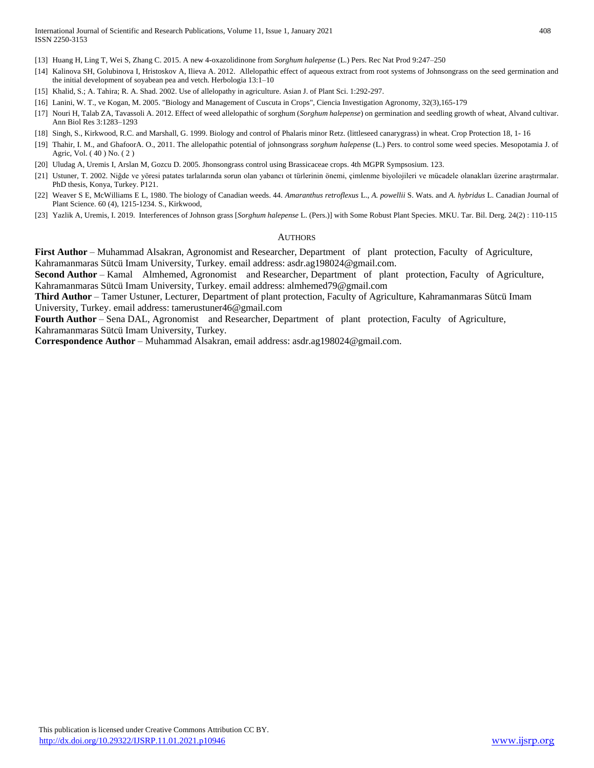[13] Huang H, Ling T, Wei S, Zhang C. 2015. A new 4-oxazolidinone from *Sorghum halepense* (L.) Pers. Rec Nat Prod 9:247–250

[14] Kalinova SH, Golubinova I, Hristoskov A, Ilieva A. 2012. Allelopathic effect of aqueous extract from root systems of Johnsongrass on the seed germination and the initial development of soyabean pea and vetch. Herbologia 13:1–10

[15] Khalid, S.; A. Tahira; R. A. Shad. 2002. Use of allelopathy in agriculture. Asian J. of Plant Sci. 1:292-297.

[16] Lanini, W. T., ve Kogan, M. 2005. "Biology and Management of Cuscuta in Crops", Ciencia Investigation Agronomy, 32(3),165-179

[17] Nouri H, Talab ZA, Tavassoli A. 2012. Effect of weed allelopathic of sorghum (*Sorghum halepense*) on germination and seedling growth of wheat, Alvand cultivar. Ann Biol Res 3:1283–1293

[18] Singh, S., Kirkwood, R.C. and Marshall, G. 1999. Biology and control of Phalaris minor Retz. (littleseed canarygrass) in wheat. Crop Protection 18, 1- 16

[19] Thahir, I. M., and GhafoorA. O., 2011. The allelopathic potential of johnsongrass *sorghum halepense* (L.) Pers. to control some weed species. Mesopotamia J. of Agric, Vol. ( 40 ) No. ( 2 )

[20] Uludag A, Uremis I, Arslan M, Gozcu D. 2005. Jhonsongrass control using Brassicaceae crops. 4th MGPR Sympsosium. 123.

[21] Ustuner, T. 2002. Niğde ve yöresi patates tarlalarında sorun olan yabancı ot türlerinin önemi, çimlenme biyolojileri ve mücadele olanakları üzerine araştırmalar. PhD thesis, Konya, Turkey. P121.

[22] Weaver S E, McWilliams E L, 1980. The biology of Canadian weeds. 44. *Amaranthus retroflexus* L., *A. powellii* S. Wats. and *A. hybridus* L. Canadian Journal of Plant Science. 60 (4), 1215-1234. S., Kirkwood,

[23] Yazlik A, Uremis, I. 2019. Interferences of Johnson grass [*Sorghum halepense* L. (Pers.)] with Some Robust Plant Species. MKU. Tar. Bil. Derg. 24(2) : 110-115

## AUTHORS

**First Author** – Muhammad Alsakran, Agronomist and Researcher, Department of plant protection, Faculty of Agriculture, Kahramanmaras Sütcü Imam University, Turkey. email address: asdr.ag198024@gmail.com.

**Second Author** – Kamal Almhemed, Agronomist and Researcher, Department of plant protection, Faculty of Agriculture, Kahramanmaras Sütcü Imam University, Turkey. email address: almhemed79@gmail.com

**Third Author** – Tamer Ustuner, Lecturer, Department of plant protection, Faculty of Agriculture, Kahramanmaras Sütcü Imam University, Turkey. email address: tamerustuner46@gmail.com

**Fourth Author** – Sena DAL, Agronomist and Researcher, Department of plant protection, Faculty of Agriculture, Kahramanmaras Sütcü Imam University, Turkey.

**Correspondence Author** – Muhammad Alsakran, email address: asdr.ag198024@gmail.com.

This publication is licensed under Creative Commons Attribution CC BY.
http://dx.doi.org/10.29322/IJSRP.11.01.2021.p10946 www.ijsrp.org